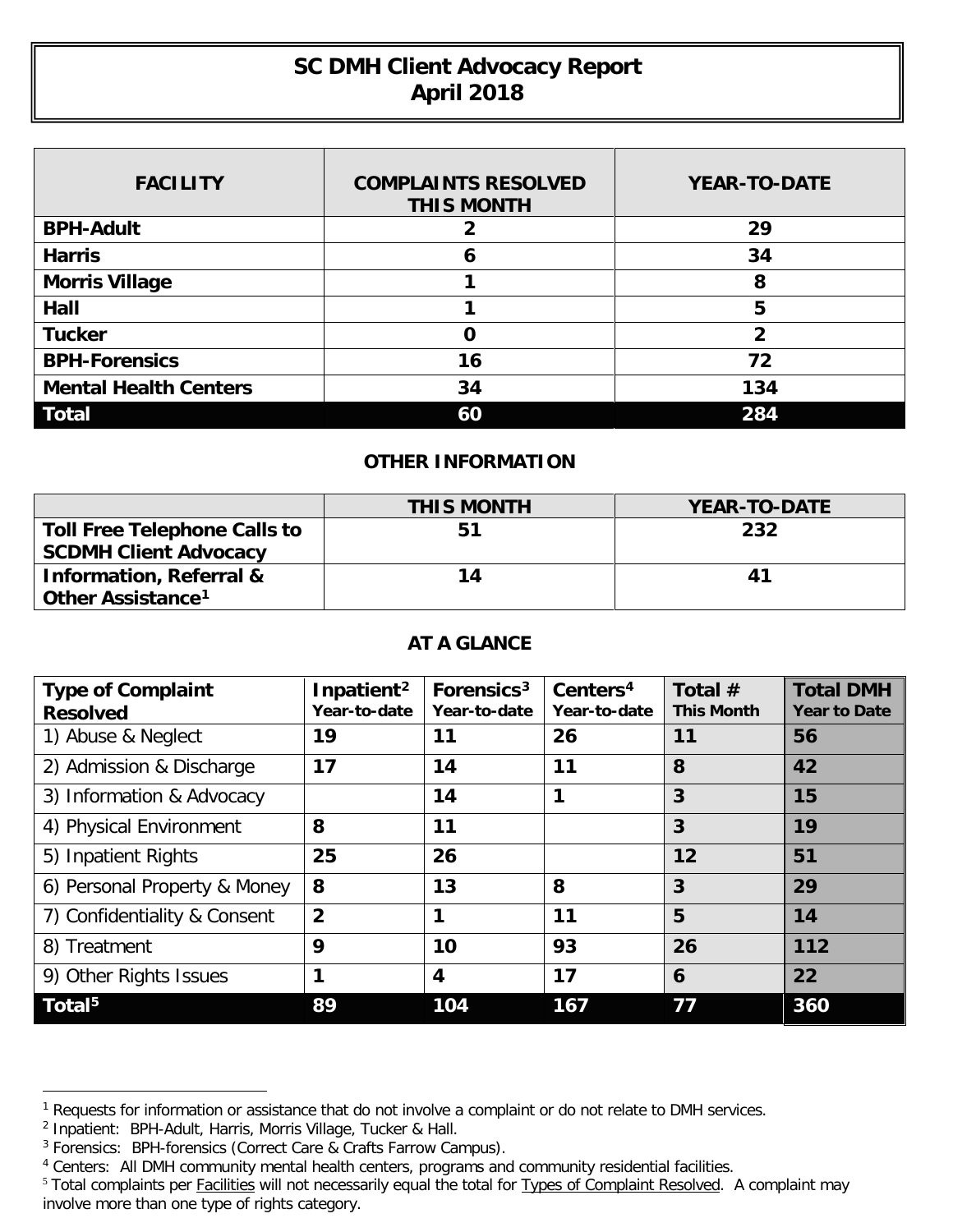# SC DMH Client Advocacy Report
## April 2018

| FACILITY | COMPLAINTS RESOLVED THIS MONTH | YEAR-TO-DATE |
|---|---|---|
| **BPH-Adult** | **2** | **29** |
| **Harris** | **6** | **34** |
| **Morris Village** | **1** | **8** |
| **Hall** | **1** | **5** |
| **Tucker** | **0** | **2** |
| **BPH-Forensics** | **16** | **72** |
| **Mental Health Centers** | **34** | **134** |
| **Total** | **60** | **284** |

### OTHER INFORMATION

| | THIS MONTH | YEAR-TO-DATE |
|---|---|---|
| **Toll Free Telephone Calls to SCDMH Client Advocacy** | **51** | **232** |
| **Information, Referral & Other Assistance[1]** | **14** | **41** |

### AT A GLANCE

| Type of Complaint Resolved | Inpatient[2] Year-to-date | Forensics[3] Year-to-date | Centers[4] Year-to-date | Total # This Month | Total DMH Year to Date |
|---|---|---|---|---|---|
| 1) Abuse & Neglect | **19** | **11** | **26** | **11** | **56** |
| 2) Admission & Discharge | **17** | **14** | **11** | **8** | **42** |
| 3) Information & Advocacy | | **14** | **1** | **3** | **15** |
| 4) Physical Environment | **8** | **11** | | **3** | **19** |
| 5) Inpatient Rights | **25** | **26** | | **12** | **51** |
| 6) Personal Property & Money | **8** | **13** | **8** | **3** | **29** |
| 7) Confidentiality & Consent | **2** | **1** | **11** | **5** | **14** |
| 8) Treatment | **9** | **10** | **93** | **26** | **112** |
| 9) Other Rights Issues | **1** | **4** | **17** | **6** | **22** |
| **Total[5]** | **89** | **104** | **167** | **77** | **360** |

[1] Requests for information or assistance that do not involve a complaint or do not relate to DMH services.

[2] Inpatient: BPH-Adult, Harris, Morris Village, Tucker & Hall.

[3] Forensics: BPH-forensics (Correct Care & Crafts Farrow Campus).

[4] Centers: All DMH community mental health centers, programs and community residential facilities.

[5] Total complaints per Facilities will not necessarily equal the total for Types of Complaint Resolved. A complaint may involve more than one type of rights category.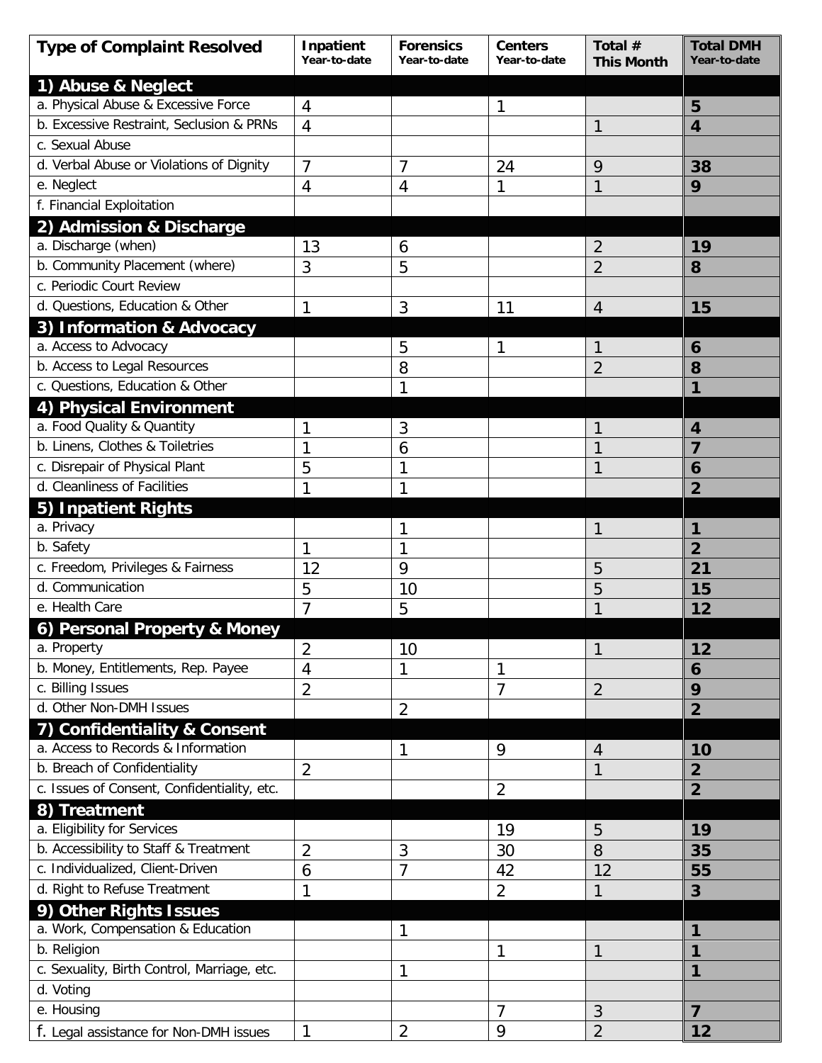| Type of Complaint Resolved | Inpatient Year-to-date | Forensics Year-to-date | Centers Year-to-date | Total # This Month | Total DMH Year-to-date |
|---|---|---|---|---|---|
| **1) Abuse & Neglect** | | | | | |
| a. Physical Abuse & Excessive Force | 4 | | 1 | | **5** |
| b. Excessive Restraint, Seclusion & PRNs | 4 | | | 1 | **4** |
| c. Sexual Abuse | | | | | |
| d. Verbal Abuse or Violations of Dignity | 7 | 7 | 24 | 9 | **38** |
| e. Neglect | 4 | 4 | 1 | 1 | **9** |
| f. Financial Exploitation | | | | | |
| **2) Admission & Discharge** | | | | | |
| a. Discharge (when) | 13 | 6 | | 2 | **19** |
| b. Community Placement (where) | 3 | 5 | | 2 | **8** |
| c. Periodic Court Review | | | | | |
| d. Questions, Education & Other | 1 | 3 | 11 | 4 | **15** |
| **3) Information & Advocacy** | | | | | |
| a. Access to Advocacy | | 5 | 1 | 1 | **6** |
| b. Access to Legal Resources | | 8 | | 2 | **8** |
| c. Questions, Education & Other | | 1 | | | **1** |
| **4) Physical Environment** | | | | | |
| a. Food Quality & Quantity | 1 | 3 | | 1 | **4** |
| b. Linens, Clothes & Toiletries | 1 | 6 | | 1 | **7** |
| c. Disrepair of Physical Plant | 5 | 1 | | 1 | **6** |
| d. Cleanliness of Facilities | 1 | 1 | | | **2** |
| **5) Inpatient Rights** | | | | | |
| a. Privacy | | 1 | | 1 | **1** |
| b. Safety | 1 | 1 | | | **2** |
| c. Freedom, Privileges & Fairness | 12 | 9 | | 5 | **21** |
| d. Communication | 5 | 10 | | 5 | **15** |
| e. Health Care | 7 | 5 | | 1 | **12** |
| **6) Personal Property & Money** | | | | | |
| a. Property | 2 | 10 | | 1 | **12** |
| b. Money, Entitlements, Rep. Payee | 4 | 1 | 1 | | **6** |
| c. Billing Issues | 2 | | 7 | 2 | **9** |
| d. Other Non-DMH Issues | | 2 | | | **2** |
| **7) Confidentiality & Consent** | | | | | |
| a. Access to Records & Information | | 1 | 9 | 4 | **10** |
| b. Breach of Confidentiality | 2 | | | 1 | **2** |
| c. Issues of Consent, Confidentiality, etc. | | | 2 | | **2** |
| **8) Treatment** | | | | | |
| a. Eligibility for Services | | | 19 | 5 | **19** |
| b. Accessibility to Staff & Treatment | 2 | 3 | 30 | 8 | **35** |
| c. Individualized, Client-Driven | 6 | 7 | 42 | 12 | **55** |
| d. Right to Refuse Treatment | 1 | | 2 | 1 | **3** |
| **9) Other Rights Issues** | | | | | |
| a. Work, Compensation & Education | | 1 | | | **1** |
| b. Religion | | | 1 | 1 | **1** |
| c. Sexuality, Birth Control, Marriage, etc. | | 1 | | | **1** |
| d. Voting | | | | | |
| e. Housing | | | 7 | 3 | **7** |
| f. Legal assistance for Non-DMH issues | 1 | 2 | 9 | 2 | **12** |